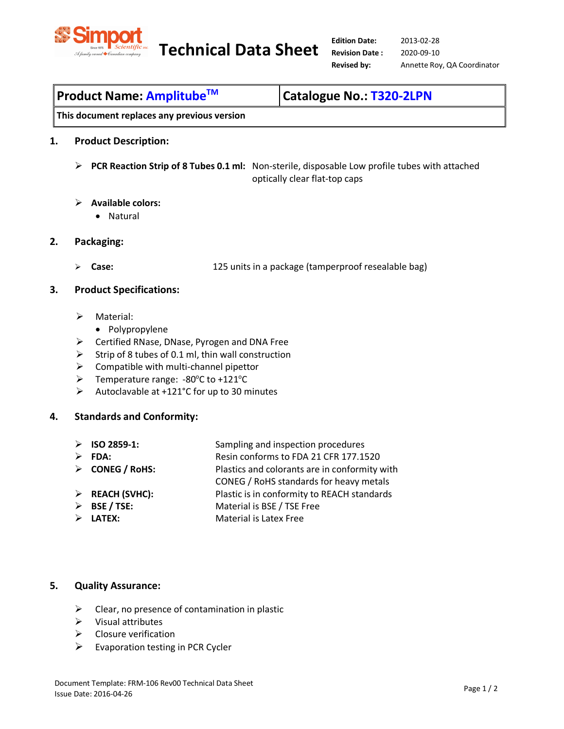Simport Scientific

# Technical Data Sheet

**Edition Date:** 2013-02-28
**Revision Date :** 2020-09-10
**Revised by:** Annette Roy, QA Coordinator

| **Product Name: Amplitube™** | **Catalogue No.: T320-2LPN** |
|---|---|
| **This document replaces any previous version** | |

## 1. Product Description:

- **PCR Reaction Strip of 8 Tubes 0.1 ml:** Non-sterile, disposable Low profile tubes with attached optically clear flat-top caps

- **Available colors:**
  - Natural

## 2. Packaging:

- **Case:** 125 units in a package (tamperproof resealable bag)

## 3. Product Specifications:

- Material:
  - Polypropylene
- Certified RNase, DNase, Pyrogen and DNA Free
- Strip of 8 tubes of 0.1 ml, thin wall construction
- Compatible with multi-channel pipettor
- Temperature range: -80°C to +121°C
- Autoclavable at +121°C for up to 30 minutes

## 4. Standards and Conformity:

- **ISO 2859-1:** Sampling and inspection procedures
- **FDA:** Resin conforms to FDA 21 CFR 177.1520
- **CONEG / RoHS:** Plastics and colorants are in conformity with CONEG / RoHS standards for heavy metals
- **REACH (SVHC):** Plastic is in conformity to REACH standards
- **BSE / TSE:** Material is BSE / TSE Free
- **LATEX:** Material is Latex Free

## 5. Quality Assurance:

- Clear, no presence of contamination in plastic
- Visual attributes
- Closure verification
- Evaporation testing in PCR Cycler

Document Template: FRM-106 Rev00 Technical Data Sheet
Issue Date: 2016-04-26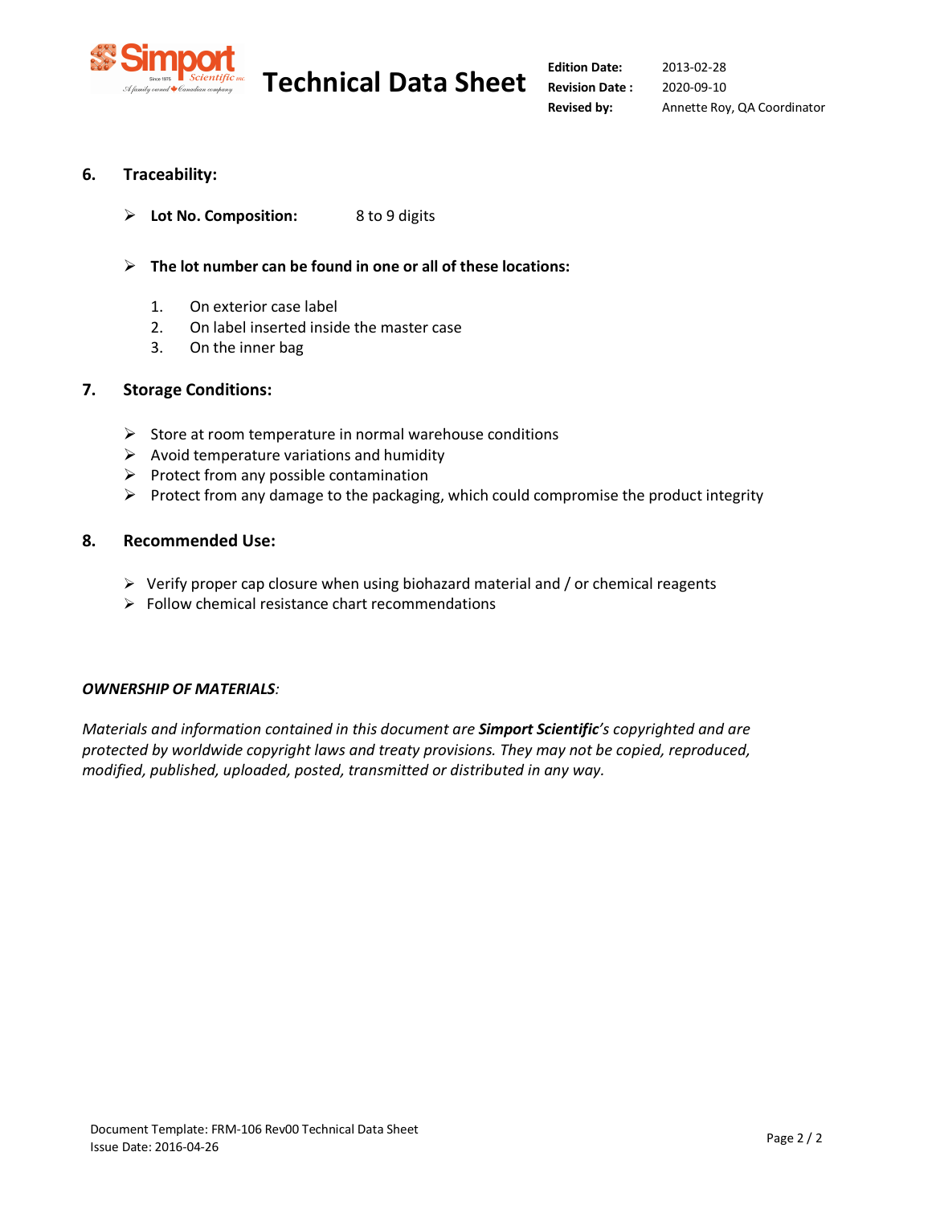## 6. Traceability:

- **Lot No. Composition:** 8 to 9 digits

- **The lot number can be found in one or all of these locations:**

  1. On exterior case label
  2. On label inserted inside the master case
  3. On the inner bag

## 7. Storage Conditions:

- Store at room temperature in normal warehouse conditions
- Avoid temperature variations and humidity
- Protect from any possible contamination
- Protect from any damage to the packaging, which could compromise the product integrity

## 8. Recommended Use:

- Verify proper cap closure when using biohazard material and / or chemical reagents
- Follow chemical resistance chart recommendations

***OWNERSHIP OF MATERIALS**:*

*Materials and information contained in this document are **Simport Scientific**'s copyrighted and are protected by worldwide copyright laws and treaty provisions. They may not be copied, reproduced, modified, published, uploaded, posted, transmitted or distributed in any way.*